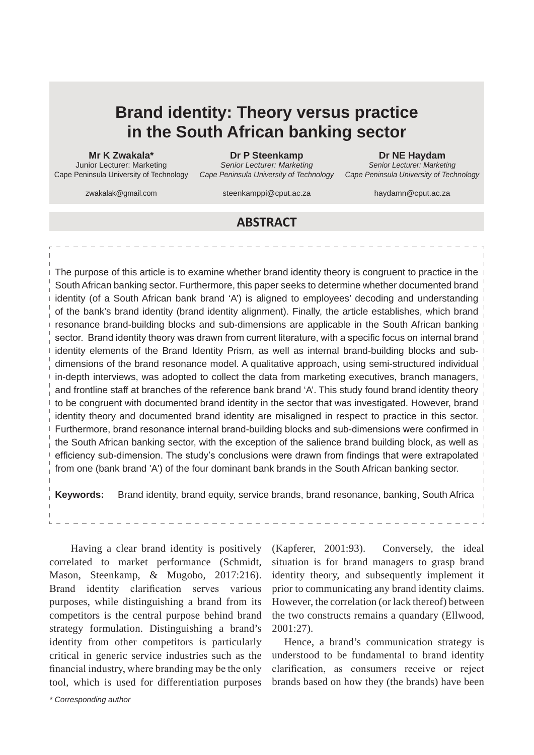# Brand identity: Theory versus practice in the South African banking sector

**Mr K Zwakala***
Junior Lecturer: Marketing
Cape Peninsula University of Technology
zwakalak@gmail.com

**Dr P Steenkamp**
*Senior Lecturer: Marketing*
*Cape Peninsula University of Technology*
steenkamppi@cput.ac.za

**Dr NE Haydam**
*Senior Lecturer: Marketing*
*Cape Peninsula University of Technology*
haydamn@cput.ac.za

## ABSTRACT

The purpose of this article is to examine whether brand identity theory is congruent to practice in the South African banking sector. Furthermore, this paper seeks to determine whether documented brand identity (of a South African bank brand 'A') is aligned to employees' decoding and understanding of the bank's brand identity (brand identity alignment). Finally, the article establishes, which brand resonance brand-building blocks and sub-dimensions are applicable in the South African banking sector. Brand identity theory was drawn from current literature, with a specific focus on internal brand identity elements of the Brand Identity Prism, as well as internal brand-building blocks and sub-dimensions of the brand resonance model. A qualitative approach, using semi-structured individual in-depth interviews, was adopted to collect the data from marketing executives, branch managers, and frontline staff at branches of the reference bank brand 'A'. This study found brand identity theory to be congruent with documented brand identity in the sector that was investigated. However, brand identity theory and documented brand identity are misaligned in respect to practice in this sector. Furthermore, brand resonance internal brand-building blocks and sub-dimensions were confirmed in the South African banking sector, with the exception of the salience brand building block, as well as efficiency sub-dimension. The study's conclusions were drawn from findings that were extrapolated from one (bank brand 'A') of the four dominant bank brands in the South African banking sector.

**Keywords:** Brand identity, brand equity, service brands, brand resonance, banking, South Africa

Having a clear brand identity is positively correlated to market performance (Schmidt, Mason, Steenkamp, & Mugobo, 2017:216). Brand identity clarification serves various purposes, while distinguishing a brand from its competitors is the central purpose behind brand strategy formulation. Distinguishing a brand's identity from other competitors is particularly critical in generic service industries such as the financial industry, where branding may be the only tool, which is used for differentiation purposes (Kapferer, 2001:93). Conversely, the ideal situation is for brand managers to grasp brand identity theory, and subsequently implement it prior to communicating any brand identity claims. However, the correlation (or lack thereof) between the two constructs remains a quandary (Ellwood, 2001:27).

Hence, a brand's communication strategy is understood to be fundamental to brand identity clarification, as consumers receive or reject brands based on how they (the brands) have been

*\* Corresponding author*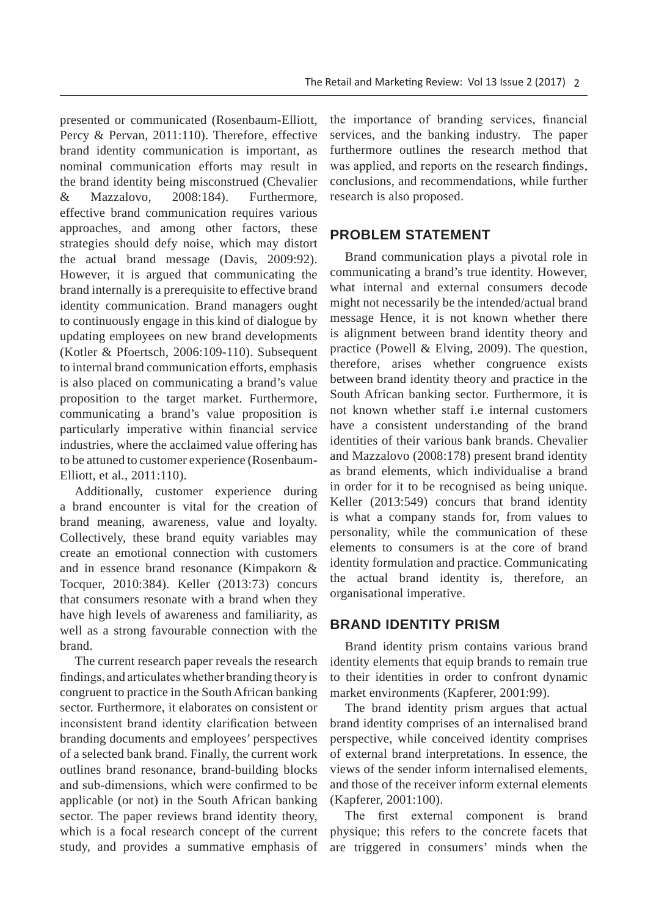presented or communicated (Rosenbaum-Elliott, Percy & Pervan, 2011:110). Therefore, effective brand identity communication is important, as nominal communication efforts may result in the brand identity being misconstrued (Chevalier & Mazzalovo, 2008:184). Furthermore, effective brand communication requires various approaches, and among other factors, these strategies should defy noise, which may distort the actual brand message (Davis, 2009:92). However, it is argued that communicating the brand internally is a prerequisite to effective brand identity communication. Brand managers ought to continuously engage in this kind of dialogue by updating employees on new brand developments (Kotler & Pfoertsch, 2006:109-110). Subsequent to internal brand communication efforts, emphasis is also placed on communicating a brand's value proposition to the target market. Furthermore, communicating a brand's value proposition is particularly imperative within financial service industries, where the acclaimed value offering has to be attuned to customer experience (Rosenbaum-Elliott, et al., 2011:110).

Additionally, customer experience during a brand encounter is vital for the creation of brand meaning, awareness, value and loyalty. Collectively, these brand equity variables may create an emotional connection with customers and in essence brand resonance (Kimpakorn & Tocquer, 2010:384). Keller (2013:73) concurs that consumers resonate with a brand when they have high levels of awareness and familiarity, as well as a strong favourable connection with the brand.

The current research paper reveals the research findings, and articulates whether branding theory is congruent to practice in the South African banking sector. Furthermore, it elaborates on consistent or inconsistent brand identity clarification between branding documents and employees' perspectives of a selected bank brand. Finally, the current work outlines brand resonance, brand-building blocks and sub-dimensions, which were confirmed to be applicable (or not) in the South African banking sector. The paper reviews brand identity theory, which is a focal research concept of the current study, and provides a summative emphasis of the importance of branding services, financial services, and the banking industry. The paper furthermore outlines the research method that was applied, and reports on the research findings, conclusions, and recommendations, while further research is also proposed.

## PROBLEM STATEMENT

Brand communication plays a pivotal role in communicating a brand's true identity. However, what internal and external consumers decode might not necessarily be the intended/actual brand message Hence, it is not known whether there is alignment between brand identity theory and practice (Powell & Elving, 2009). The question, therefore, arises whether congruence exists between brand identity theory and practice in the South African banking sector. Furthermore, it is not known whether staff i.e internal customers have a consistent understanding of the brand identities of their various bank brands. Chevalier and Mazzalovo (2008:178) present brand identity as brand elements, which individualise a brand in order for it to be recognised as being unique. Keller (2013:549) concurs that brand identity is what a company stands for, from values to personality, while the communication of these elements to consumers is at the core of brand identity formulation and practice. Communicating the actual brand identity is, therefore, an organisational imperative.

## BRAND IDENTITY PRISM

Brand identity prism contains various brand identity elements that equip brands to remain true to their identities in order to confront dynamic market environments (Kapferer, 2001:99).

The brand identity prism argues that actual brand identity comprises of an internalised brand perspective, while conceived identity comprises of external brand interpretations. In essence, the views of the sender inform internalised elements, and those of the receiver inform external elements (Kapferer, 2001:100).

The first external component is brand physique; this refers to the concrete facets that are triggered in consumers' minds when the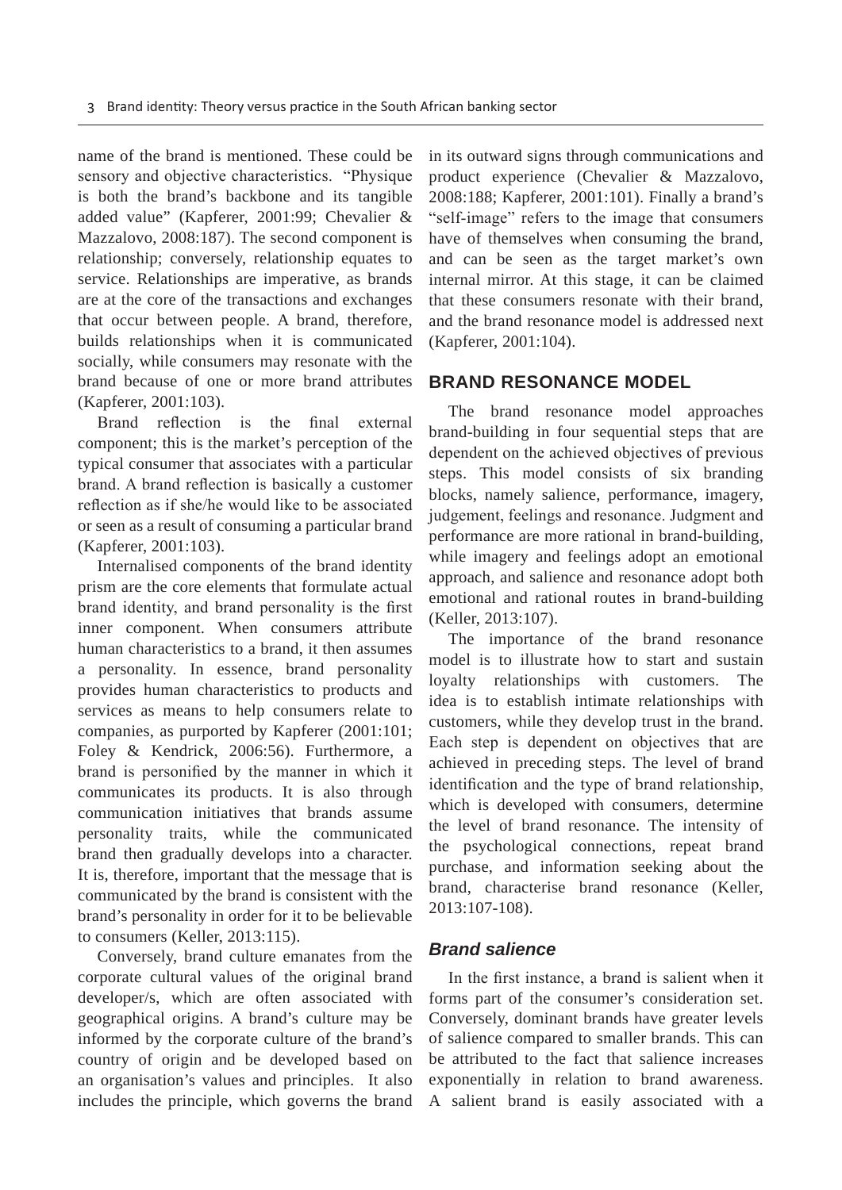name of the brand is mentioned. These could be sensory and objective characteristics. "Physique is both the brand's backbone and its tangible added value" (Kapferer, 2001:99; Chevalier & Mazzalovo, 2008:187). The second component is relationship; conversely, relationship equates to service. Relationships are imperative, as brands are at the core of the transactions and exchanges that occur between people. A brand, therefore, builds relationships when it is communicated socially, while consumers may resonate with the brand because of one or more brand attributes (Kapferer, 2001:103).

Brand reflection is the final external component; this is the market's perception of the typical consumer that associates with a particular brand. A brand reflection is basically a customer reflection as if she/he would like to be associated or seen as a result of consuming a particular brand (Kapferer, 2001:103).

Internalised components of the brand identity prism are the core elements that formulate actual brand identity, and brand personality is the first inner component. When consumers attribute human characteristics to a brand, it then assumes a personality. In essence, brand personality provides human characteristics to products and services as means to help consumers relate to companies, as purported by Kapferer (2001:101; Foley & Kendrick, 2006:56). Furthermore, a brand is personified by the manner in which it communicates its products. It is also through communication initiatives that brands assume personality traits, while the communicated brand then gradually develops into a character. It is, therefore, important that the message that is communicated by the brand is consistent with the brand's personality in order for it to be believable to consumers (Keller, 2013:115).

Conversely, brand culture emanates from the corporate cultural values of the original brand developer/s, which are often associated with geographical origins. A brand's culture may be informed by the corporate culture of the brand's country of origin and be developed based on an organisation's values and principles. It also includes the principle, which governs the brand in its outward signs through communications and product experience (Chevalier & Mazzalovo, 2008:188; Kapferer, 2001:101). Finally a brand's "self-image" refers to the image that consumers have of themselves when consuming the brand, and can be seen as the target market's own internal mirror. At this stage, it can be claimed that these consumers resonate with their brand, and the brand resonance model is addressed next (Kapferer, 2001:104).

## BRAND RESONANCE MODEL

The brand resonance model approaches brand-building in four sequential steps that are dependent on the achieved objectives of previous steps. This model consists of six branding blocks, namely salience, performance, imagery, judgement, feelings and resonance. Judgment and performance are more rational in brand-building, while imagery and feelings adopt an emotional approach, and salience and resonance adopt both emotional and rational routes in brand-building (Keller, 2013:107).

The importance of the brand resonance model is to illustrate how to start and sustain loyalty relationships with customers. The idea is to establish intimate relationships with customers, while they develop trust in the brand. Each step is dependent on objectives that are achieved in preceding steps. The level of brand identification and the type of brand relationship, which is developed with consumers, determine the level of brand resonance. The intensity of the psychological connections, repeat brand purchase, and information seeking about the brand, characterise brand resonance (Keller, 2013:107-108).

### *Brand salience*

In the first instance, a brand is salient when it forms part of the consumer's consideration set. Conversely, dominant brands have greater levels of salience compared to smaller brands. This can be attributed to the fact that salience increases exponentially in relation to brand awareness. A salient brand is easily associated with a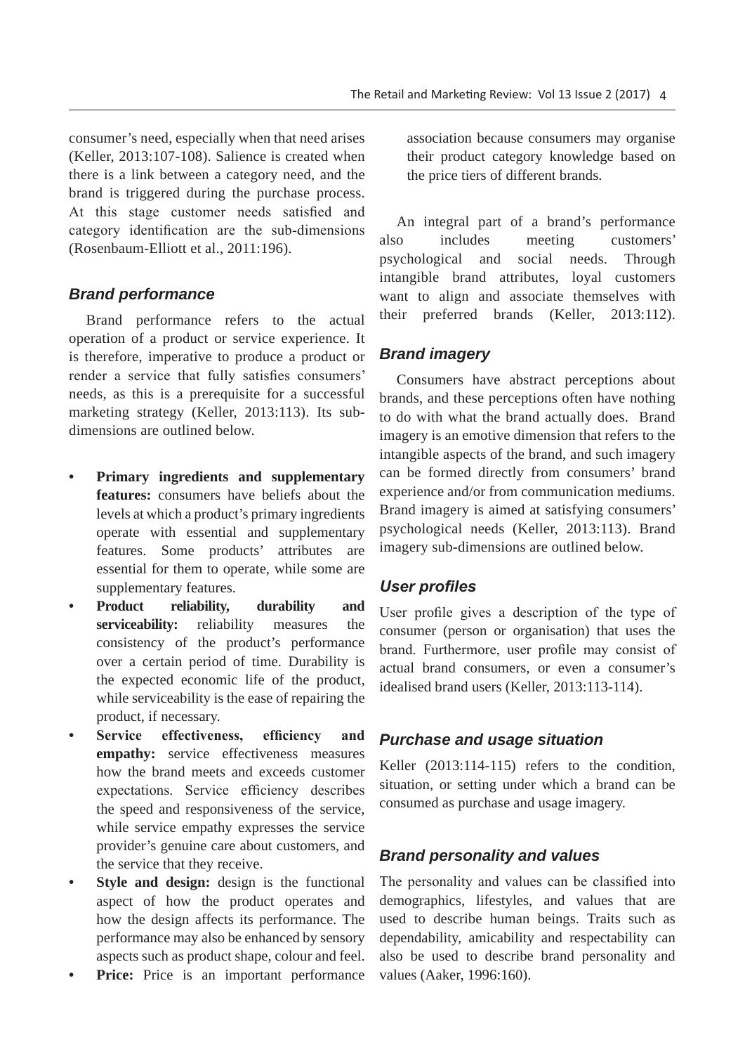consumer's need, especially when that need arises (Keller, 2013:107-108). Salience is created when there is a link between a category need, and the brand is triggered during the purchase process. At this stage customer needs satisfied and category identification are the sub-dimensions (Rosenbaum-Elliott et al., 2011:196).

### Brand performance

Brand performance refers to the actual operation of a product or service experience. It is therefore, imperative to produce a product or render a service that fully satisfies consumers' needs, as this is a prerequisite for a successful marketing strategy (Keller, 2013:113). Its sub-dimensions are outlined below.

- **Primary ingredients and supplementary features:** consumers have beliefs about the levels at which a product's primary ingredients operate with essential and supplementary features. Some products' attributes are essential for them to operate, while some are supplementary features.
- **Product reliability, durability and serviceability:** reliability measures the consistency of the product's performance over a certain period of time. Durability is the expected economic life of the product, while serviceability is the ease of repairing the product, if necessary.
- **Service effectiveness, efficiency and empathy:** service effectiveness measures how the brand meets and exceeds customer expectations. Service efficiency describes the speed and responsiveness of the service, while service empathy expresses the service provider's genuine care about customers, and the service that they receive.
- **Style and design:** design is the functional aspect of how the product operates and how the design affects its performance. The performance may also be enhanced by sensory aspects such as product shape, colour and feel.
- **Price:** Price is an important performance association because consumers may organise their product category knowledge based on the price tiers of different brands.

An integral part of a brand's performance also includes meeting customers' psychological and social needs. Through intangible brand attributes, loyal customers want to align and associate themselves with their preferred brands (Keller, 2013:112).

### Brand imagery

Consumers have abstract perceptions about brands, and these perceptions often have nothing to do with what the brand actually does. Brand imagery is an emotive dimension that refers to the intangible aspects of the brand, and such imagery can be formed directly from consumers' brand experience and/or from communication mediums. Brand imagery is aimed at satisfying consumers' psychological needs (Keller, 2013:113). Brand imagery sub-dimensions are outlined below.

### User profiles

User profile gives a description of the type of consumer (person or organisation) that uses the brand. Furthermore, user profile may consist of actual brand consumers, or even a consumer's idealised brand users (Keller, 2013:113-114).

### Purchase and usage situation

Keller (2013:114-115) refers to the condition, situation, or setting under which a brand can be consumed as purchase and usage imagery.

### Brand personality and values

The personality and values can be classified into demographics, lifestyles, and values that are used to describe human beings. Traits such as dependability, amicability and respectability can also be used to describe brand personality and values (Aaker, 1996:160).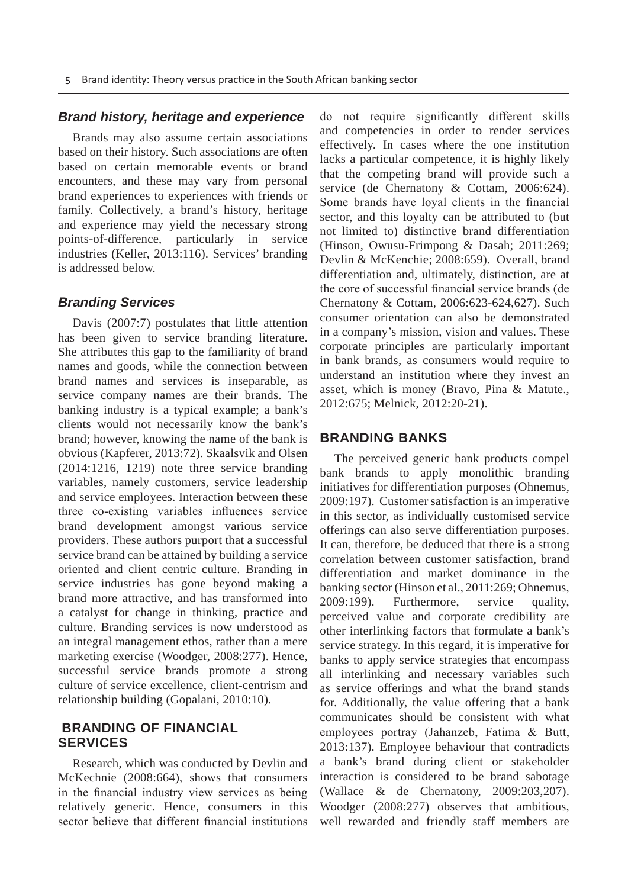### *Brand history, heritage and experience*

Brands may also assume certain associations based on their history. Such associations are often based on certain memorable events or brand encounters, and these may vary from personal brand experiences to experiences with friends or family. Collectively, a brand's history, heritage and experience may yield the necessary strong points-of-difference, particularly in service industries (Keller, 2013:116). Services' branding is addressed below.

### *Branding Services*

Davis (2007:7) postulates that little attention has been given to service branding literature. She attributes this gap to the familiarity of brand names and goods, while the connection between brand names and services is inseparable, as service company names are their brands. The banking industry is a typical example; a bank's clients would not necessarily know the bank's brand; however, knowing the name of the bank is obvious (Kapferer, 2013:72). Skaalsvik and Olsen (2014:1216, 1219) note three service branding variables, namely customers, service leadership and service employees. Interaction between these three co-existing variables influences service brand development amongst various service providers. These authors purport that a successful service brand can be attained by building a service oriented and client centric culture. Branding in service industries has gone beyond making a brand more attractive, and has transformed into a catalyst for change in thinking, practice and culture. Branding services is now understood as an integral management ethos, rather than a mere marketing exercise (Woodger, 2008:277). Hence, successful service brands promote a strong culture of service excellence, client-centrism and relationship building (Gopalani, 2010:10).

## BRANDING OF FINANCIAL SERVICES

Research, which was conducted by Devlin and McKechnie (2008:664), shows that consumers in the financial industry view services as being relatively generic. Hence, consumers in this sector believe that different financial institutions do not require significantly different skills and competencies in order to render services effectively. In cases where the one institution lacks a particular competence, it is highly likely that the competing brand will provide such a service (de Chernatony & Cottam, 2006:624). Some brands have loyal clients in the financial sector, and this loyalty can be attributed to (but not limited to) distinctive brand differentiation (Hinson, Owusu-Frimpong & Dasah; 2011:269; Devlin & McKenchie; 2008:659). Overall, brand differentiation and, ultimately, distinction, are at the core of successful financial service brands (de Chernatony & Cottam, 2006:623-624,627). Such consumer orientation can also be demonstrated in a company's mission, vision and values. These corporate principles are particularly important in bank brands, as consumers would require to understand an institution where they invest an asset, which is money (Bravo, Pina & Matute., 2012:675; Melnick, 2012:20-21).

## BRANDING BANKS

The perceived generic bank products compel bank brands to apply monolithic branding initiatives for differentiation purposes (Ohnemus, 2009:197). Customer satisfaction is an imperative in this sector, as individually customised service offerings can also serve differentiation purposes. It can, therefore, be deduced that there is a strong correlation between customer satisfaction, brand differentiation and market dominance in the banking sector (Hinson et al., 2011:269; Ohnemus, 2009:199). Furthermore, service quality, perceived value and corporate credibility are other interlinking factors that formulate a bank's service strategy. In this regard, it is imperative for banks to apply service strategies that encompass all interlinking and necessary variables such as service offerings and what the brand stands for. Additionally, the value offering that a bank communicates should be consistent with what employees portray (Jahanzeb, Fatima & Butt, 2013:137). Employee behaviour that contradicts a bank's brand during client or stakeholder interaction is considered to be brand sabotage (Wallace & de Chernatony, 2009:203,207). Woodger (2008:277) observes that ambitious, well rewarded and friendly staff members are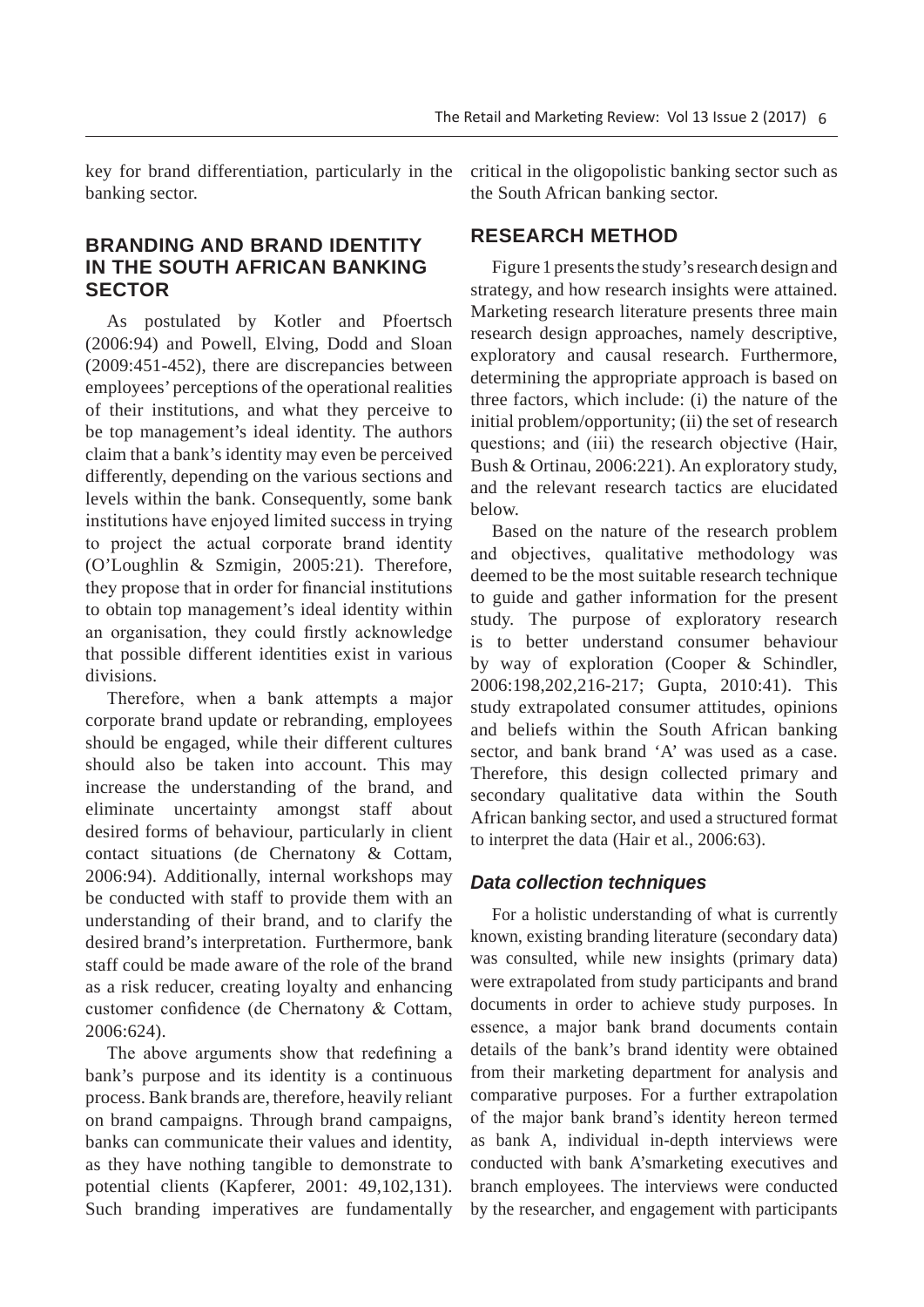key for brand differentiation, particularly in the banking sector.

## BRANDING AND BRAND IDENTITY IN THE SOUTH AFRICAN BANKING SECTOR

As postulated by Kotler and Pfoertsch (2006:94) and Powell, Elving, Dodd and Sloan (2009:451-452), there are discrepancies between employees' perceptions of the operational realities of their institutions, and what they perceive to be top management's ideal identity. The authors claim that a bank's identity may even be perceived differently, depending on the various sections and levels within the bank. Consequently, some bank institutions have enjoyed limited success in trying to project the actual corporate brand identity (O'Loughlin & Szmigin, 2005:21). Therefore, they propose that in order for financial institutions to obtain top management's ideal identity within an organisation, they could firstly acknowledge that possible different identities exist in various divisions.

Therefore, when a bank attempts a major corporate brand update or rebranding, employees should be engaged, while their different cultures should also be taken into account. This may increase the understanding of the brand, and eliminate uncertainty amongst staff about desired forms of behaviour, particularly in client contact situations (de Chernatony & Cottam, 2006:94). Additionally, internal workshops may be conducted with staff to provide them with an understanding of their brand, and to clarify the desired brand's interpretation. Furthermore, bank staff could be made aware of the role of the brand as a risk reducer, creating loyalty and enhancing customer confidence (de Chernatony & Cottam, 2006:624).

The above arguments show that redefining a bank's purpose and its identity is a continuous process. Bank brands are, therefore, heavily reliant on brand campaigns. Through brand campaigns, banks can communicate their values and identity, as they have nothing tangible to demonstrate to potential clients (Kapferer, 2001: 49,102,131). Such branding imperatives are fundamentally critical in the oligopolistic banking sector such as the South African banking sector.

## RESEARCH METHOD

Figure 1 presents the study's research design and strategy, and how research insights were attained. Marketing research literature presents three main research design approaches, namely descriptive, exploratory and causal research. Furthermore, determining the appropriate approach is based on three factors, which include: (i) the nature of the initial problem/opportunity; (ii) the set of research questions; and (iii) the research objective (Hair, Bush & Ortinau, 2006:221). An exploratory study, and the relevant research tactics are elucidated below.

Based on the nature of the research problem and objectives, qualitative methodology was deemed to be the most suitable research technique to guide and gather information for the present study. The purpose of exploratory research is to better understand consumer behaviour by way of exploration (Cooper & Schindler, 2006:198,202,216-217; Gupta, 2010:41). This study extrapolated consumer attitudes, opinions and beliefs within the South African banking sector, and bank brand 'A' was used as a case. Therefore, this design collected primary and secondary qualitative data within the South African banking sector, and used a structured format to interpret the data (Hair et al., 2006:63).

### *Data collection techniques*

For a holistic understanding of what is currently known, existing branding literature (secondary data) was consulted, while new insights (primary data) were extrapolated from study participants and brand documents in order to achieve study purposes. In essence, a major bank brand documents contain details of the bank's brand identity were obtained from their marketing department for analysis and comparative purposes. For a further extrapolation of the major bank brand's identity hereon termed as bank A, individual in-depth interviews were conducted with bank A'smarketing executives and branch employees. The interviews were conducted by the researcher, and engagement with participants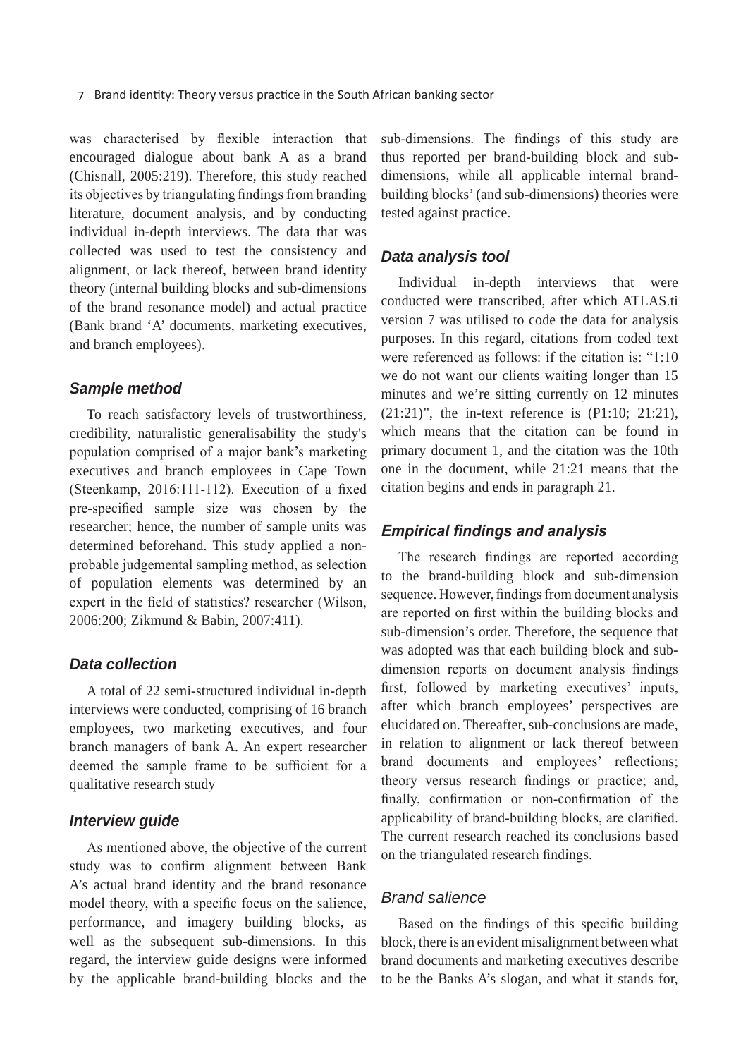was characterised by flexible interaction that encouraged dialogue about bank A as a brand (Chisnall, 2005:219). Therefore, this study reached its objectives by triangulating findings from branding literature, document analysis, and by conducting individual in-depth interviews. The data that was collected was used to test the consistency and alignment, or lack thereof, between brand identity theory (internal building blocks and sub-dimensions of the brand resonance model) and actual practice (Bank brand 'A' documents, marketing executives, and branch employees).

### *Sample method*

To reach satisfactory levels of trustworthiness, credibility, naturalistic generalisability the study's population comprised of a major bank's marketing executives and branch employees in Cape Town (Steenkamp, 2016:111-112). Execution of a fixed pre-specified sample size was chosen by the researcher; hence, the number of sample units was determined beforehand. This study applied a non-probable judgemental sampling method, as selection of population elements was determined by an expert in the field of statistics? researcher (Wilson, 2006:200; Zikmund & Babin, 2007:411).

### *Data collection*

A total of 22 semi-structured individual in-depth interviews were conducted, comprising of 16 branch employees, two marketing executives, and four branch managers of bank A. An expert researcher deemed the sample frame to be sufficient for a qualitative research study

### *Interview guide*

As mentioned above, the objective of the current study was to confirm alignment between Bank A's actual brand identity and the brand resonance model theory, with a specific focus on the salience, performance, and imagery building blocks, as well as the subsequent sub-dimensions. In this regard, the interview guide designs were informed by the applicable brand-building blocks and the sub-dimensions. The findings of this study are thus reported per brand-building block and sub-dimensions, while all applicable internal brand-building blocks' (and sub-dimensions) theories were tested against practice.

### *Data analysis tool*

Individual in-depth interviews that were conducted were transcribed, after which ATLAS.ti version 7 was utilised to code the data for analysis purposes. In this regard, citations from coded text were referenced as follows: if the citation is: "1:10 we do not want our clients waiting longer than 15 minutes and we're sitting currently on 12 minutes (21:21)", the in-text reference is (P1:10; 21:21), which means that the citation can be found in primary document 1, and the citation was the 10th one in the document, while 21:21 means that the citation begins and ends in paragraph 21.

### *Empirical findings and analysis*

The research findings are reported according to the brand-building block and sub-dimension sequence. However, findings from document analysis are reported on first within the building blocks and sub-dimension's order. Therefore, the sequence that was adopted was that each building block and sub-dimension reports on document analysis findings first, followed by marketing executives' inputs, after which branch employees' perspectives are elucidated on. Thereafter, sub-conclusions are made, in relation to alignment or lack thereof between brand documents and employees' reflections; theory versus research findings or practice; and, finally, confirmation or non-confirmation of the applicability of brand-building blocks, are clarified. The current research reached its conclusions based on the triangulated research findings.

#### *Brand salience*

Based on the findings of this specific building block, there is an evident misalignment between what brand documents and marketing executives describe to be the Banks A's slogan, and what it stands for,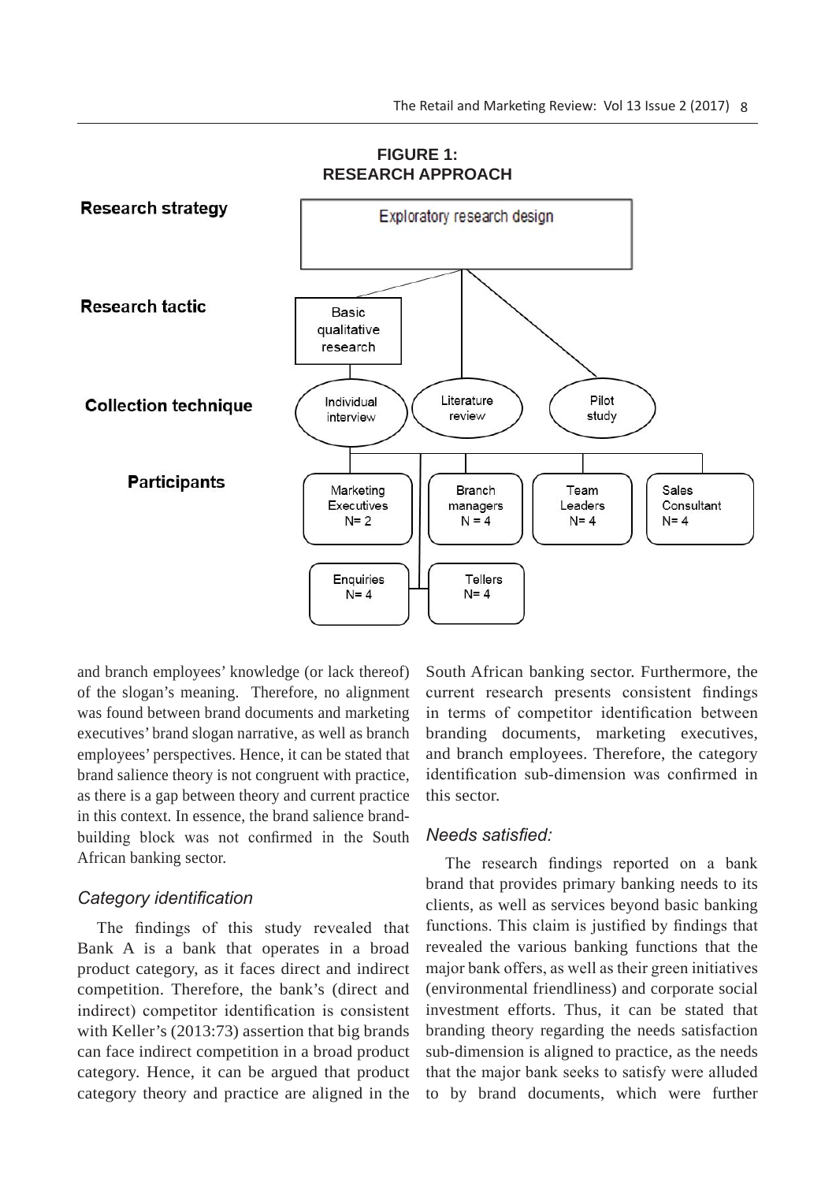**FIGURE 1:**
**RESEARCH APPROACH**

| Level | |
|---|---|
| Research strategy | Exploratory research design |
| Research tactic | Basic qualitative research |
| Collection technique | Individual interview; Literature review; Pilot study |
| Participants | Marketing Executives N= 2; Branch managers N = 4; Team Leaders N= 4; Sales Consultant N= 4; Enquiries N= 4; Tellers N= 4 |

and branch employees' knowledge (or lack thereof) of the slogan's meaning. Therefore, no alignment was found between brand documents and marketing executives' brand slogan narrative, as well as branch employees' perspectives. Hence, it can be stated that brand salience theory is not congruent with practice, as there is a gap between theory and current practice in this context. In essence, the brand salience brand-building block was not confirmed in the South African banking sector.

### *Category identification*

The findings of this study revealed that Bank A is a bank that operates in a broad product category, as it faces direct and indirect competition. Therefore, the bank's (direct and indirect) competitor identification is consistent with Keller's (2013:73) assertion that big brands can face indirect competition in a broad product category. Hence, it can be argued that product category theory and practice are aligned in the South African banking sector. Furthermore, the current research presents consistent findings in terms of competitor identification between branding documents, marketing executives, and branch employees. Therefore, the category identification sub-dimension was confirmed in this sector.

### *Needs satisfied:*

The research findings reported on a bank brand that provides primary banking needs to its clients, as well as services beyond basic banking functions. This claim is justified by findings that revealed the various banking functions that the major bank offers, as well as their green initiatives (environmental friendliness) and corporate social investment efforts. Thus, it can be stated that branding theory regarding the needs satisfaction sub-dimension is aligned to practice, as the needs that the major bank seeks to satisfy were alluded to by brand documents, which were further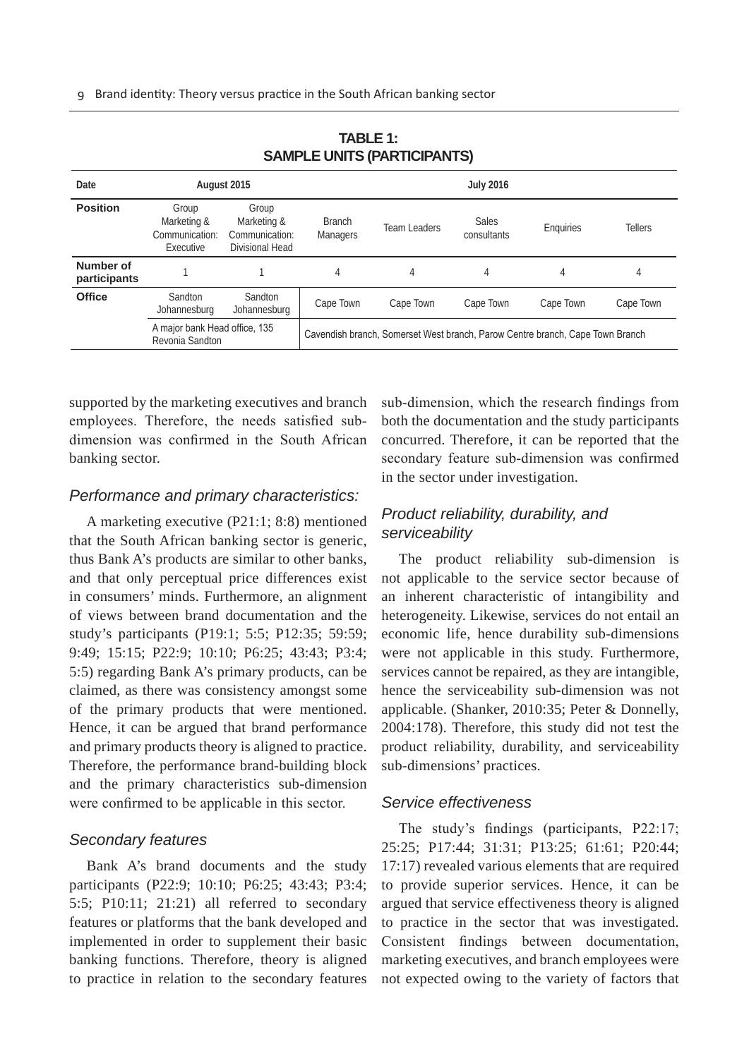**TABLE 1:**
**SAMPLE UNITS (PARTICIPANTS)**

| Date | August 2015 | | July 2016 | | | | |
|---|---|---|---|---|---|---|---|
| **Position** | Group Marketing & Communication: Executive | Group Marketing & Communication: Divisional Head | Branch Managers | Team Leaders | Sales consultants | Enquiries | Tellers |
| **Number of participants** | 1 | 1 | 4 | 4 | 4 | 4 | 4 |
| **Office** | Sandton Johannesburg | Sandton Johannesburg | Cape Town | Cape Town | Cape Town | Cape Town | Cape Town |
| | A major bank Head office, 135 Revonia Sandton | | Cavendish branch, Somerset West branch, Parow Centre branch, Cape Town Branch | | | | |

supported by the marketing executives and branch employees. Therefore, the needs satisfied sub-dimension was confirmed in the South African banking sector.

### *Performance and primary characteristics:*

A marketing executive (P21:1; 8:8) mentioned that the South African banking sector is generic, thus Bank A's products are similar to other banks, and that only perceptual price differences exist in consumers' minds. Furthermore, an alignment of views between brand documentation and the study's participants (P19:1; 5:5; P12:35; 59:59; 9:49; 15:15; P22:9; 10:10; P6:25; 43:43; P3:4; 5:5) regarding Bank A's primary products, can be claimed, as there was consistency amongst some of the primary products that were mentioned. Hence, it can be argued that brand performance and primary products theory is aligned to practice. Therefore, the performance brand-building block and the primary characteristics sub-dimension were confirmed to be applicable in this sector.

### *Secondary features*

Bank A's brand documents and the study participants (P22:9; 10:10; P6:25; 43:43; P3:4; 5:5; P10:11; 21:21) all referred to secondary features or platforms that the bank developed and implemented in order to supplement their basic banking functions. Therefore, theory is aligned to practice in relation to the secondary features sub-dimension, which the research findings from both the documentation and the study participants concurred. Therefore, it can be reported that the secondary feature sub-dimension was confirmed in the sector under investigation.

### *Product reliability, durability, and serviceability*

The product reliability sub-dimension is not applicable to the service sector because of an inherent characteristic of intangibility and heterogeneity. Likewise, services do not entail an economic life, hence durability sub-dimensions were not applicable in this study. Furthermore, services cannot be repaired, as they are intangible, hence the serviceability sub-dimension was not applicable. (Shanker, 2010:35; Peter & Donnelly, 2004:178). Therefore, this study did not test the product reliability, durability, and serviceability sub-dimensions' practices.

### *Service effectiveness*

The study's findings (participants, P22:17; 25:25; P17:44; 31:31; P13:25; 61:61; P20:44; 17:17) revealed various elements that are required to provide superior services. Hence, it can be argued that service effectiveness theory is aligned to practice in the sector that was investigated. Consistent findings between documentation, marketing executives, and branch employees were not expected owing to the variety of factors that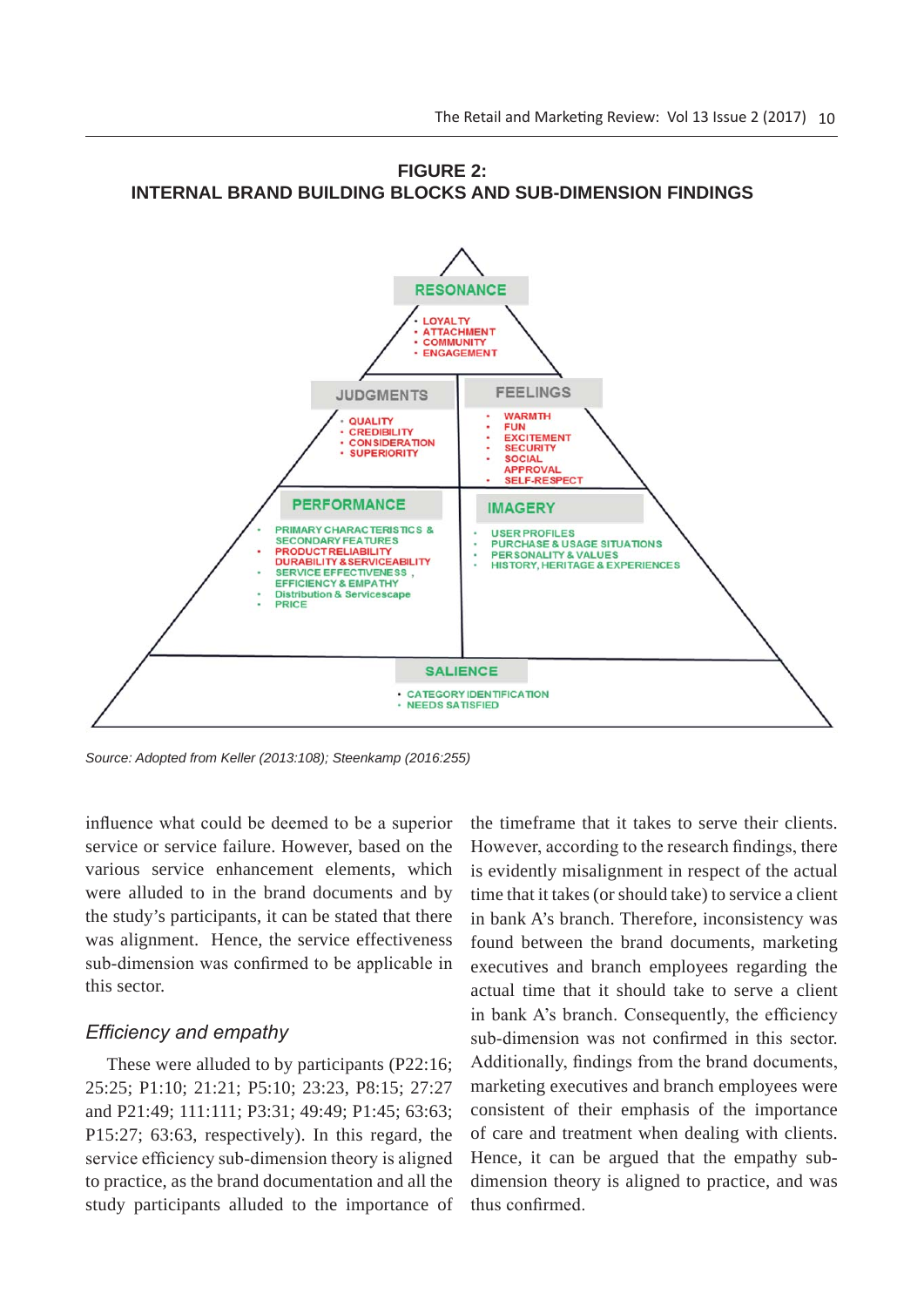**FIGURE 2:**
**INTERNAL BRAND BUILDING BLOCKS AND SUB-DIMENSION FINDINGS**

RESONANCE
- LOYALTY
- ATTACHMENT
- COMMUNITY
- ENGAGEMENT

JUDGMENTS
- QUALITY
- CREDIBILITY
- CONSIDERATION
- SUPERIORITY

FEELINGS
- WARMTH
- FUN
- EXCITEMENT
- SECURITY
- SOCIAL APPROVAL
- SELF-RESPECT

PERFORMANCE
- PRIMARY CHARACTERISTICS & SECONDARY FEATURES
- PRODUCT RELIABILITY DURABILITY & SERVICEABILITY
- SERVICE EFFECTIVENESS, EFFICIENCY & EMPATHY
- Distribution & Servicescape
- PRICE

IMAGERY
- USER PROFILES
- PURCHASE & USAGE SITUATIONS
- PERSONALITY & VALUES
- HISTORY, HERITAGE & EXPERIENCES

SALIENCE
- CATEGORY IDENTIFICATION
- NEEDS SATISFIED

*Source: Adopted from Keller (2013:108); Steenkamp (2016:255)*

influence what could be deemed to be a superior service or service failure. However, based on the various service enhancement elements, which were alluded to in the brand documents and by the study's participants, it can be stated that there was alignment. Hence, the service effectiveness sub-dimension was confirmed to be applicable in this sector.

### *Efficiency and empathy*

These were alluded to by participants (P22:16; 25:25; P1:10; 21:21; P5:10; 23:23, P8:15; 27:27 and P21:49; 111:111; P3:31; 49:49; P1:45; 63:63; P15:27; 63:63, respectively). In this regard, the service efficiency sub-dimension theory is aligned to practice, as the brand documentation and all the study participants alluded to the importance of the timeframe that it takes to serve their clients. However, according to the research findings, there is evidently misalignment in respect of the actual time that it takes (or should take) to service a client in bank A's branch. Therefore, inconsistency was found between the brand documents, marketing executives and branch employees regarding the actual time that it should take to serve a client in bank A's branch. Consequently, the efficiency sub-dimension was not confirmed in this sector. Additionally, findings from the brand documents, marketing executives and branch employees were consistent of their emphasis of the importance of care and treatment when dealing with clients. Hence, it can be argued that the empathy sub-dimension theory is aligned to practice, and was thus confirmed.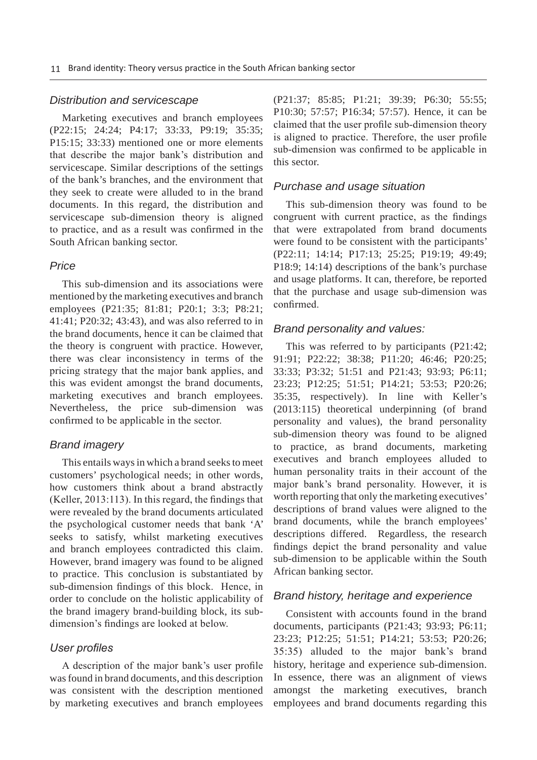### *Distribution and servicescape*

Marketing executives and branch employees (P22:15; 24:24; P4:17; 33:33, P9:19; 35:35; P15:15; 33:33) mentioned one or more elements that describe the major bank's distribution and servicescape. Similar descriptions of the settings of the bank's branches, and the environment that they seek to create were alluded to in the brand documents. In this regard, the distribution and servicescape sub-dimension theory is aligned to practice, and as a result was confirmed in the South African banking sector.

### *Price*

This sub-dimension and its associations were mentioned by the marketing executives and branch employees (P21:35; 81:81; P20:1; 3:3; P8:21; 41:41; P20:32; 43:43), and was also referred to in the brand documents, hence it can be claimed that the theory is congruent with practice. However, there was clear inconsistency in terms of the pricing strategy that the major bank applies, and this was evident amongst the brand documents, marketing executives and branch employees. Nevertheless, the price sub-dimension was confirmed to be applicable in the sector.

### *Brand imagery*

This entails ways in which a brand seeks to meet customers' psychological needs; in other words, how customers think about a brand abstractly (Keller, 2013:113). In this regard, the findings that were revealed by the brand documents articulated the psychological customer needs that bank 'A' seeks to satisfy, whilst marketing executives and branch employees contradicted this claim. However, brand imagery was found to be aligned to practice. This conclusion is substantiated by sub-dimension findings of this block. Hence, in order to conclude on the holistic applicability of the brand imagery brand-building block, its sub-dimension's findings are looked at below.

### *User profiles*

A description of the major bank's user profile was found in brand documents, and this description was consistent with the description mentioned by marketing executives and branch employees (P21:37; 85:85; P1:21; 39:39; P6:30; 55:55; P10:30; 57:57; P16:34; 57:57). Hence, it can be claimed that the user profile sub-dimension theory is aligned to practice. Therefore, the user profile sub-dimension was confirmed to be applicable in this sector.

### *Purchase and usage situation*

This sub-dimension theory was found to be congruent with current practice, as the findings that were extrapolated from brand documents were found to be consistent with the participants' (P22:11; 14:14; P17:13; 25:25; P19:19; 49:49; P18:9; 14:14) descriptions of the bank's purchase and usage platforms. It can, therefore, be reported that the purchase and usage sub-dimension was confirmed.

### *Brand personality and values:*

This was referred to by participants (P21:42; 91:91; P22:22; 38:38; P11:20; 46:46; P20:25; 33:33; P3:32; 51:51 and P21:43; 93:93; P6:11; 23:23; P12:25; 51:51; P14:21; 53:53; P20:26; 35:35, respectively). In line with Keller's (2013:115) theoretical underpinning (of brand personality and values), the brand personality sub-dimension theory was found to be aligned to practice, as brand documents, marketing executives and branch employees alluded to human personality traits in their account of the major bank's brand personality. However, it is worth reporting that only the marketing executives' descriptions of brand values were aligned to the brand documents, while the branch employees' descriptions differed. Regardless, the research findings depict the brand personality and value sub-dimension to be applicable within the South African banking sector.

### *Brand history, heritage and experience*

Consistent with accounts found in the brand documents, participants (P21:43; 93:93; P6:11; 23:23; P12:25; 51:51; P14:21; 53:53; P20:26; 35:35) alluded to the major bank's brand history, heritage and experience sub-dimension. In essence, there was an alignment of views amongst the marketing executives, branch employees and brand documents regarding this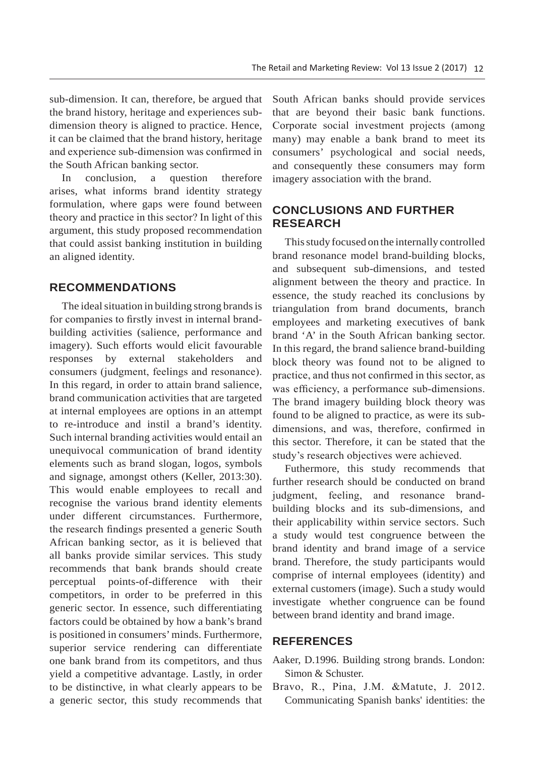sub-dimension. It can, therefore, be argued that the brand history, heritage and experiences sub-dimension theory is aligned to practice. Hence, it can be claimed that the brand history, heritage and experience sub-dimension was confirmed in the South African banking sector.

In conclusion, a question therefore arises, what informs brand identity strategy formulation, where gaps were found between theory and practice in this sector? In light of this argument, this study proposed recommendation that could assist banking institution in building an aligned identity.

## RECOMMENDATIONS

The ideal situation in building strong brands is for companies to firstly invest in internal brand-building activities (salience, performance and imagery). Such efforts would elicit favourable responses by external stakeholders and consumers (judgment, feelings and resonance). In this regard, in order to attain brand salience, brand communication activities that are targeted at internal employees are options in an attempt to re-introduce and instil a brand's identity. Such internal branding activities would entail an unequivocal communication of brand identity elements such as brand slogan, logos, symbols and signage, amongst others (Keller, 2013:30). This would enable employees to recall and recognise the various brand identity elements under different circumstances. Furthermore, the research findings presented a generic South African banking sector, as it is believed that all banks provide similar services. This study recommends that bank brands should create perceptual points-of-difference with their competitors, in order to be preferred in this generic sector. In essence, such differentiating factors could be obtained by how a bank's brand is positioned in consumers' minds. Furthermore, superior service rendering can differentiate one bank brand from its competitors, and thus yield a competitive advantage. Lastly, in order to be distinctive, in what clearly appears to be a generic sector, this study recommends that South African banks should provide services that are beyond their basic bank functions. Corporate social investment projects (among many) may enable a bank brand to meet its consumers' psychological and social needs, and consequently these consumers may form imagery association with the brand.

## CONCLUSIONS AND FURTHER RESEARCH

This study focused on the internally controlled brand resonance model brand-building blocks, and subsequent sub-dimensions, and tested alignment between the theory and practice. In essence, the study reached its conclusions by triangulation from brand documents, branch employees and marketing executives of bank brand 'A' in the South African banking sector. In this regard, the brand salience brand-building block theory was found not to be aligned to practice, and thus not confirmed in this sector, as was efficiency, a performance sub-dimensions. The brand imagery building block theory was found to be aligned to practice, as were its sub-dimensions, and was, therefore, confirmed in this sector. Therefore, it can be stated that the study's research objectives were achieved.

Futhermore, this study recommends that further research should be conducted on brand judgment, feeling, and resonance brand-building blocks and its sub-dimensions, and their applicability within service sectors. Such a study would test congruence between the brand identity and brand image of a service brand. Therefore, the study participants would comprise of internal employees (identity) and external customers (image). Such a study would investigate whether congruence can be found between brand identity and brand image.

## REFERENCES

Aaker, D.1996. Building strong brands. London: Simon & Schuster.

Bravo, R., Pina, J.M. &Matute, J. 2012. Communicating Spanish banks' identities: the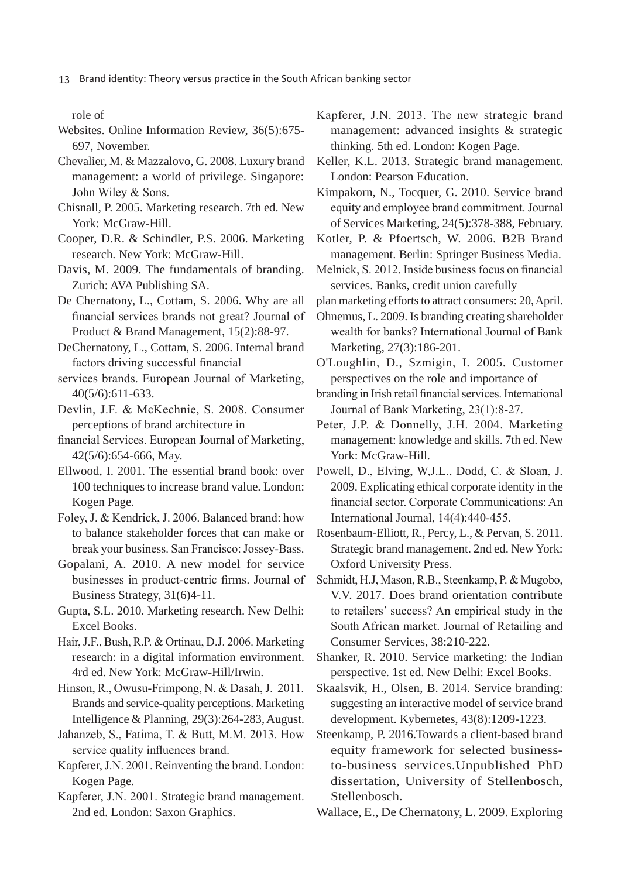role of

Websites. Online Information Review, 36(5):675-697, November.

Chevalier, M. & Mazzalovo, G. 2008. Luxury brand management: a world of privilege. Singapore: John Wiley & Sons.

Chisnall, P. 2005. Marketing research. 7th ed. New York: McGraw-Hill.

Cooper, D.R. & Schindler, P.S. 2006. Marketing research. New York: McGraw-Hill.

Davis, M. 2009. The fundamentals of branding. Zurich: AVA Publishing SA.

De Chernatony, L., Cottam, S. 2006. Why are all financial services brands not great? Journal of Product & Brand Management, 15(2):88-97.

DeChernatony, L., Cottam, S. 2006. Internal brand factors driving successful financial

services brands. European Journal of Marketing, 40(5/6):611-633.

Devlin, J.F. & McKechnie, S. 2008. Consumer perceptions of brand architecture in

financial Services. European Journal of Marketing, 42(5/6):654-666, May.

Ellwood, I. 2001. The essential brand book: over 100 techniques to increase brand value. London: Kogen Page.

Foley, J. & Kendrick, J. 2006. Balanced brand: how to balance stakeholder forces that can make or break your business. San Francisco: Jossey-Bass.

Gopalani, A. 2010. A new model for service businesses in product-centric firms. Journal of Business Strategy, 31(6)4-11.

Gupta, S.L. 2010. Marketing research. New Delhi: Excel Books.

Hair, J.F., Bush, R.P. & Ortinau, D.J. 2006. Marketing research: in a digital information environment. 4rd ed. New York: McGraw-Hill/Irwin.

Hinson, R., Owusu-Frimpong, N. & Dasah, J. 2011. Brands and service-quality perceptions. Marketing Intelligence & Planning, 29(3):264-283, August.

Jahanzeb, S., Fatima, T. & Butt, M.M. 2013. How service quality influences brand.

Kapferer, J.N. 2001. Reinventing the brand. London: Kogen Page.

Kapferer, J.N. 2001. Strategic brand management. 2nd ed. London: Saxon Graphics.

Kapferer, J.N. 2013. The new strategic brand management: advanced insights & strategic thinking. 5th ed. London: Kogen Page.

Keller, K.L. 2013. Strategic brand management. London: Pearson Education.

Kimpakorn, N., Tocquer, G. 2010. Service brand equity and employee brand commitment. Journal of Services Marketing, 24(5):378-388, February.

Kotler, P. & Pfoertsch, W. 2006. B2B Brand management. Berlin: Springer Business Media.

Melnick, S. 2012. Inside business focus on financial services. Banks, credit union carefully

plan marketing efforts to attract consumers: 20, April.

Ohnemus, L. 2009. Is branding creating shareholder wealth for banks? International Journal of Bank Marketing, 27(3):186-201.

O'Loughlin, D., Szmigin, I. 2005. Customer perspectives on the role and importance of

branding in Irish retail financial services. International Journal of Bank Marketing, 23(1):8-27.

Peter, J.P. & Donnelly, J.H. 2004. Marketing management: knowledge and skills. 7th ed. New York: McGraw-Hill.

Powell, D., Elving, W,J.L., Dodd, C. & Sloan, J. 2009. Explicating ethical corporate identity in the financial sector. Corporate Communications: An International Journal, 14(4):440-455.

Rosenbaum-Elliott, R., Percy, L., & Pervan, S. 2011. Strategic brand management. 2nd ed. New York: Oxford University Press.

Schmidt, H.J, Mason, R.B., Steenkamp, P. & Mugobo, V.V. 2017. Does brand orientation contribute to retailers' success? An empirical study in the South African market. Journal of Retailing and Consumer Services, 38:210-222.

Shanker, R. 2010. Service marketing: the Indian perspective. 1st ed. New Delhi: Excel Books.

Skaalsvik, H., Olsen, B. 2014. Service branding: suggesting an interactive model of service brand development. Kybernetes, 43(8):1209-1223.

Steenkamp, P. 2016.Towards a client-based brand equity framework for selected business-to-business services.Unpublished PhD dissertation, University of Stellenbosch, Stellenbosch.

Wallace, E., De Chernatony, L. 2009. Exploring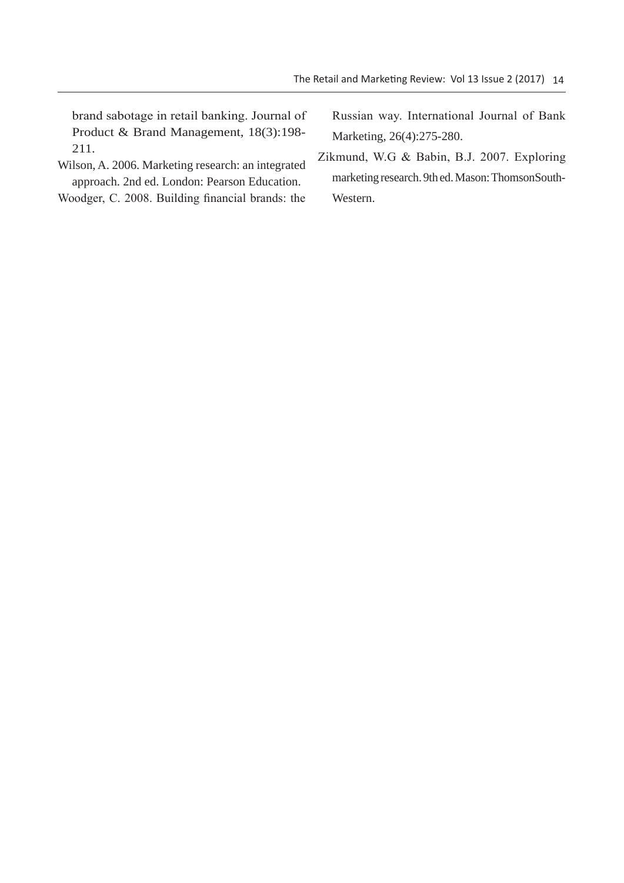brand sabotage in retail banking. Journal of Product & Brand Management, 18(3):198-211.

Wilson, A. 2006. Marketing research: an integrated approach. 2nd ed. London: Pearson Education.

Woodger, C. 2008. Building financial brands: the Russian way. International Journal of Bank Marketing, 26(4):275-280.

Zikmund, W.G & Babin, B.J. 2007. Exploring marketing research. 9th ed. Mason: ThomsonSouth-Western.